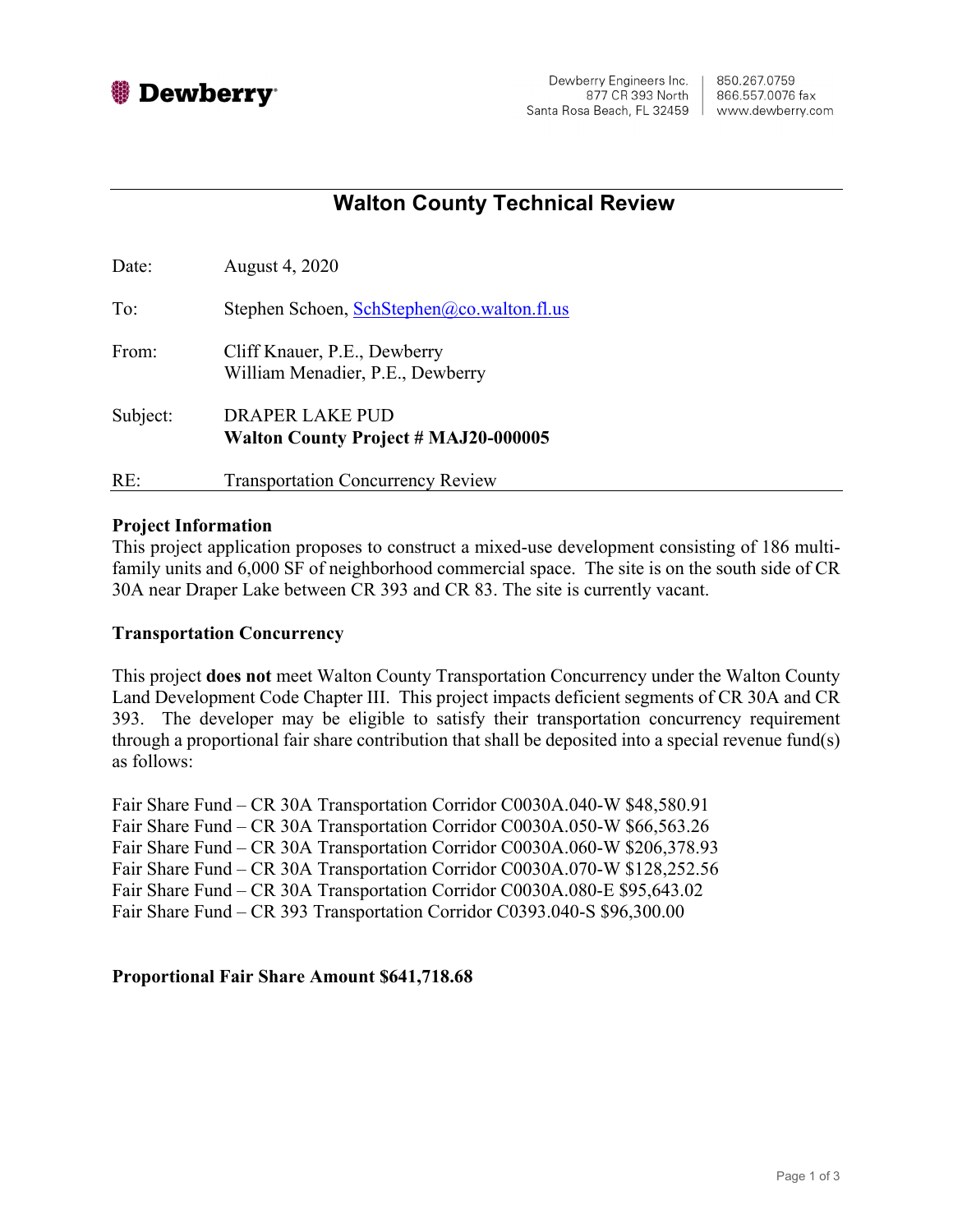Dewberry

Dewberry Engineers Inc.
877 CR 393 North
Santa Rosa Beach, FL 32459

850.267.0759
866.557.0076 fax
www.dewberry.com

# Walton County Technical Review

Date: August 4, 2020

To: Stephen Schoen, SchStephen@co.walton.fl.us

From: Cliff Knauer, P.E., Dewberry
William Menadier, P.E., Dewberry

Subject: DRAPER LAKE PUD
**Walton County Project # MAJ20-000005**

RE: Transportation Concurrency Review

**Project Information**

This project application proposes to construct a mixed-use development consisting of 186 multi-family units and 6,000 SF of neighborhood commercial space. The site is on the south side of CR 30A near Draper Lake between CR 393 and CR 83. The site is currently vacant.

**Transportation Concurrency**

This project **does not** meet Walton County Transportation Concurrency under the Walton County Land Development Code Chapter III. This project impacts deficient segments of CR 30A and CR 393. The developer may be eligible to satisfy their transportation concurrency requirement through a proportional fair share contribution that shall be deposited into a special revenue fund(s) as follows:

Fair Share Fund – CR 30A Transportation Corridor C0030A.040-W $48,580.91
Fair Share Fund – CR 30A Transportation Corridor C0030A.050-W $66,563.26
Fair Share Fund – CR 30A Transportation Corridor C0030A.060-W $206,378.93
Fair Share Fund – CR 30A Transportation Corridor C0030A.070-W $128,252.56
Fair Share Fund – CR 30A Transportation Corridor C0030A.080-E $95,643.02
Fair Share Fund – CR 393 Transportation Corridor C0393.040-S $96,300.00

**Proportional Fair Share Amount $641,718.68**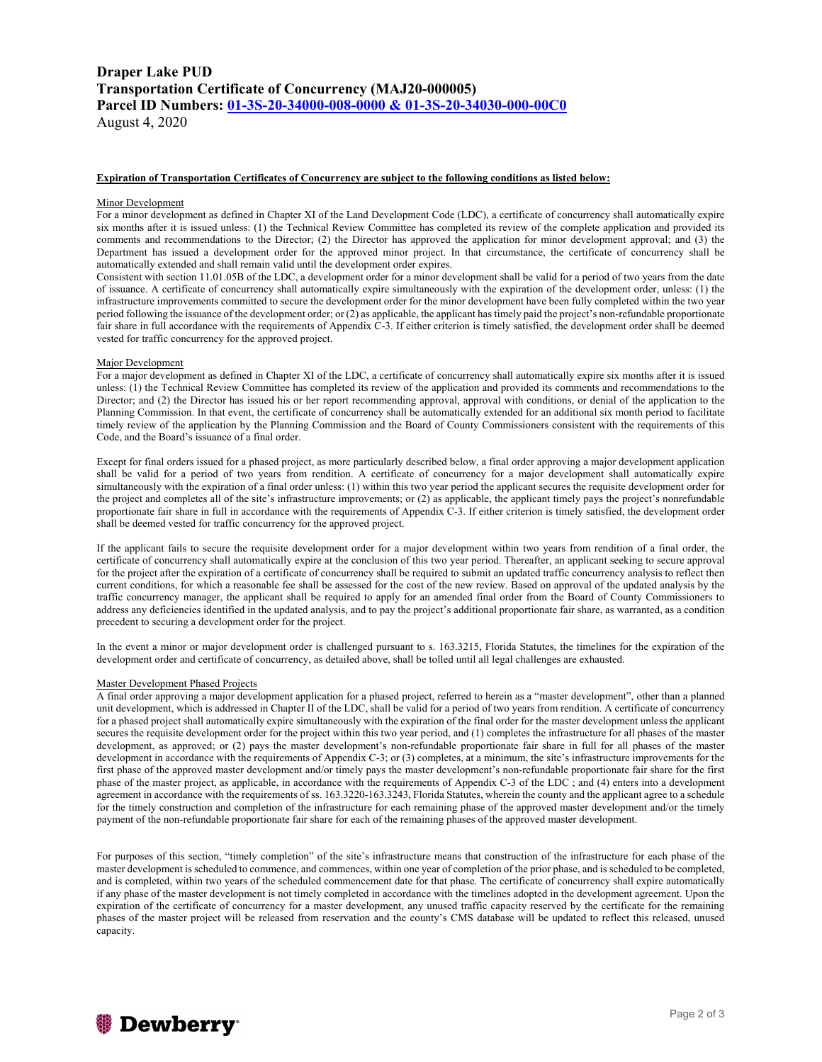# Draper Lake PUD
# Transportation Certificate of Concurrency (MAJ20-000005)
# Parcel ID Numbers: 01-3S-20-34000-008-0000 & 01-3S-20-34030-000-00C0

August 4, 2020

**Expiration of Transportation Certificates of Concurrency are subject to the following conditions as listed below:**

Minor Development

For a minor development as defined in Chapter XI of the Land Development Code (LDC), a certificate of concurrency shall automatically expire six months after it is issued unless: (1) the Technical Review Committee has completed its review of the complete application and provided its comments and recommendations to the Director; (2) the Director has approved the application for minor development approval; and (3) the Department has issued a development order for the approved minor project. In that circumstance, the certificate of concurrency shall be automatically extended and shall remain valid until the development order expires.

Consistent with section 11.01.05B of the LDC, a development order for a minor development shall be valid for a period of two years from the date of issuance. A certificate of concurrency shall automatically expire simultaneously with the expiration of the development order, unless: (1) the infrastructure improvements committed to secure the development order for the minor development have been fully completed within the two year period following the issuance of the development order; or (2) as applicable, the applicant has timely paid the project's non-refundable proportionate fair share in full accordance with the requirements of Appendix C-3. If either criterion is timely satisfied, the development order shall be deemed vested for traffic concurrency for the approved project.

Major Development

For a major development as defined in Chapter XI of the LDC, a certificate of concurrency shall automatically expire six months after it is issued unless: (1) the Technical Review Committee has completed its review of the application and provided its comments and recommendations to the Director; and (2) the Director has issued his or her report recommending approval, approval with conditions, or denial of the application to the Planning Commission. In that event, the certificate of concurrency shall be automatically extended for an additional six month period to facilitate timely review of the application by the Planning Commission and the Board of County Commissioners consistent with the requirements of this Code, and the Board's issuance of a final order.

Except for final orders issued for a phased project, as more particularly described below, a final order approving a major development application shall be valid for a period of two years from rendition. A certificate of concurrency for a major development shall automatically expire simultaneously with the expiration of a final order unless: (1) within this two year period the applicant secures the requisite development order for the project and completes all of the site's infrastructure improvements; or (2) as applicable, the applicant timely pays the project's nonrefundable proportionate fair share in full in accordance with the requirements of Appendix C-3. If either criterion is timely satisfied, the development order shall be deemed vested for traffic concurrency for the approved project.

If the applicant fails to secure the requisite development order for a major development within two years from rendition of a final order, the certificate of concurrency shall automatically expire at the conclusion of this two year period. Thereafter, an applicant seeking to secure approval for the project after the expiration of a certificate of concurrency shall be required to submit an updated traffic concurrency analysis to reflect then current conditions, for which a reasonable fee shall be assessed for the cost of the new review. Based on approval of the updated analysis by the traffic concurrency manager, the applicant shall be required to apply for an amended final order from the Board of County Commissioners to address any deficiencies identified in the updated analysis, and to pay the project's additional proportionate fair share, as warranted, as a condition precedent to securing a development order for the project.

In the event a minor or major development order is challenged pursuant to s. 163.3215, Florida Statutes, the timelines for the expiration of the development order and certificate of concurrency, as detailed above, shall be tolled until all legal challenges are exhausted.

Master Development Phased Projects

A final order approving a major development application for a phased project, referred to herein as a "master development", other than a planned unit development, which is addressed in Chapter II of the LDC, shall be valid for a period of two years from rendition. A certificate of concurrency for a phased project shall automatically expire simultaneously with the expiration of the final order for the master development unless the applicant secures the requisite development order for the project within this two year period, and (1) completes the infrastructure for all phases of the master development, as approved; or (2) pays the master development's non-refundable proportionate fair share in full for all phases of the master development in accordance with the requirements of Appendix C-3; or (3) completes, at a minimum, the site's infrastructure improvements for the first phase of the approved master development and/or timely pays the master development's non-refundable proportionate fair share for the first phase of the master project, as applicable, in accordance with the requirements of Appendix C-3 of the LDC ; and (4) enters into a development agreement in accordance with the requirements of ss. 163.3220-163.3243, Florida Statutes, wherein the county and the applicant agree to a schedule for the timely construction and completion of the infrastructure for each remaining phase of the approved master development and/or the timely payment of the non-refundable proportionate fair share for each of the remaining phases of the approved master development.

For purposes of this section, "timely completion" of the site's infrastructure means that construction of the infrastructure for each phase of the master development is scheduled to commence, and commences, within one year of completion of the prior phase, and is scheduled to be completed, and is completed, within two years of the scheduled commencement date for that phase. The certificate of concurrency shall expire automatically if any phase of the master development is not timely completed in accordance with the timelines adopted in the development agreement. Upon the expiration of the certificate of concurrency for a master development, any unused traffic capacity reserved by the certificate for the remaining phases of the master project will be released from reservation and the county's CMS database will be updated to reflect this released, unused capacity.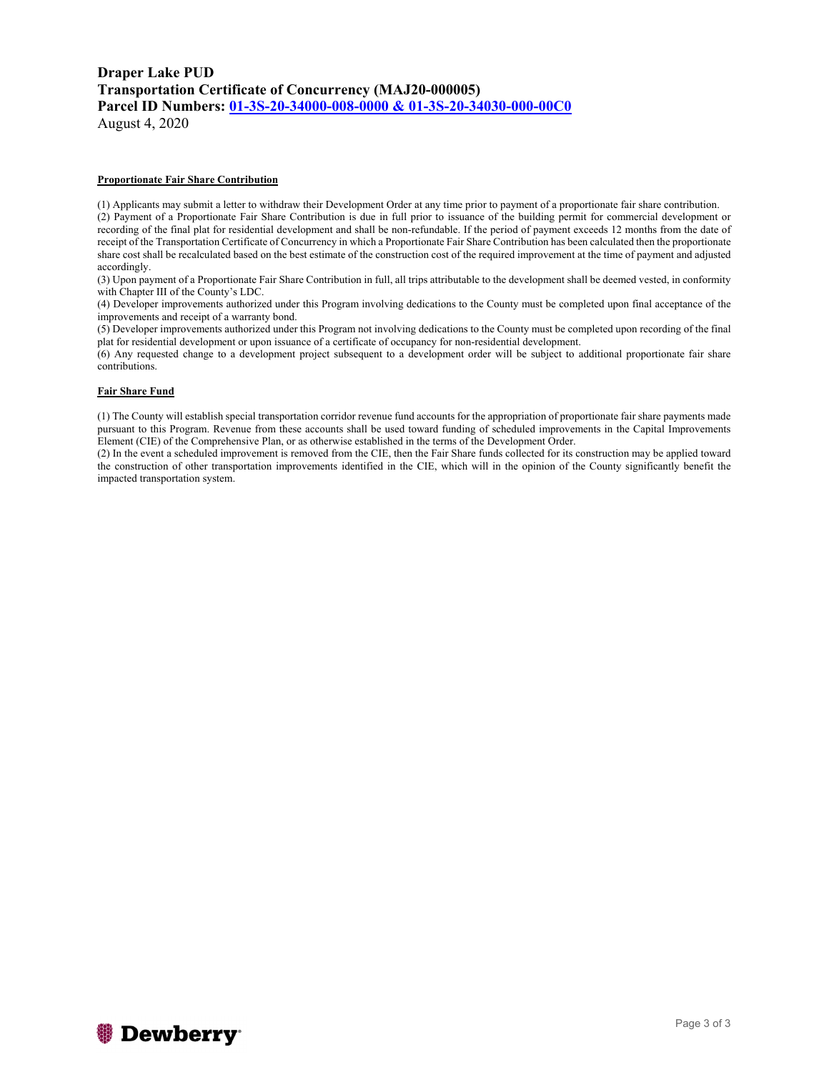**Draper Lake PUD**
**Transportation Certificate of Concurrency (MAJ20-000005)**
**Parcel ID Numbers: 01-3S-20-34000-008-0000 & 01-3S-20-34030-000-00C0**
August 4, 2020

**Proportionate Fair Share Contribution**

(1) Applicants may submit a letter to withdraw their Development Order at any time prior to payment of a proportionate fair share contribution.
(2) Payment of a Proportionate Fair Share Contribution is due in full prior to issuance of the building permit for commercial development or recording of the final plat for residential development and shall be non-refundable. If the period of payment exceeds 12 months from the date of receipt of the Transportation Certificate of Concurrency in which a Proportionate Fair Share Contribution has been calculated then the proportionate share cost shall be recalculated based on the best estimate of the construction cost of the required improvement at the time of payment and adjusted accordingly.
(3) Upon payment of a Proportionate Fair Share Contribution in full, all trips attributable to the development shall be deemed vested, in conformity with Chapter III of the County's LDC.
(4) Developer improvements authorized under this Program involving dedications to the County must be completed upon final acceptance of the improvements and receipt of a warranty bond.
(5) Developer improvements authorized under this Program not involving dedications to the County must be completed upon recording of the final plat for residential development or upon issuance of a certificate of occupancy for non-residential development.
(6) Any requested change to a development project subsequent to a development order will be subject to additional proportionate fair share contributions.

**Fair Share Fund**

(1) The County will establish special transportation corridor revenue fund accounts for the appropriation of proportionate fair share payments made pursuant to this Program. Revenue from these accounts shall be used toward funding of scheduled improvements in the Capital Improvements Element (CIE) of the Comprehensive Plan, or as otherwise established in the terms of the Development Order.
(2) In the event a scheduled improvement is removed from the CIE, then the Fair Share funds collected for its construction may be applied toward the construction of other transportation improvements identified in the CIE, which will in the opinion of the County significantly benefit the impacted transportation system.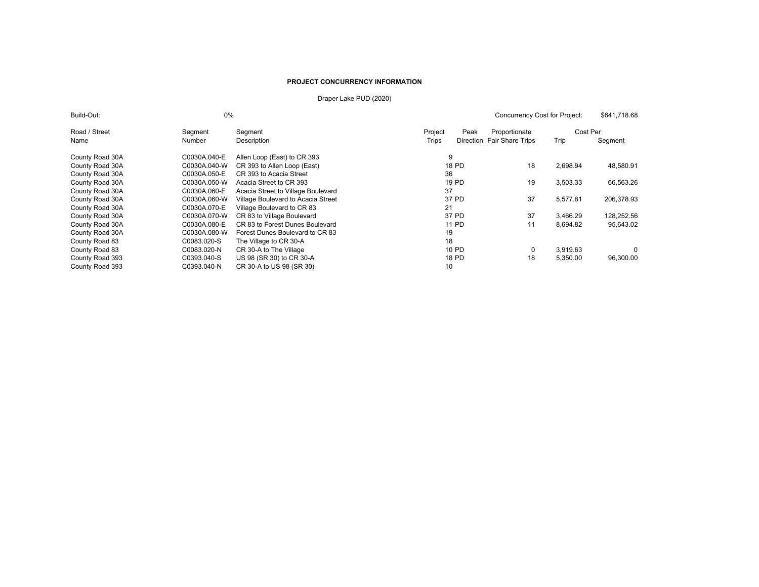**PROJECT CONCURRENCY INFORMATION**

Draper Lake PUD (2020)

Build-Out: 0%

Concurrency Cost for Project: $641,718.68

| Road / Street Name | Segment Number | Segment Description | Project Trips | Peak Direction | Proportionate Fair Share Trips | Cost Per Trip | Cost Per Segment |
|---|---|---|---|---|---|---|---|
| County Road 30A | C0030A.040-E | Allen Loop (East) to CR 393 | 9 | | | | |
| County Road 30A | C0030A.040-W | CR 393 to Allen Loop (East) | 18 | PD | 18 | 2,698.94 | 48,580.91 |
| County Road 30A | C0030A.050-E | CR 393 to Acacia Street | 36 | | | | |
| County Road 30A | C0030A.050-W | Acacia Street to CR 393 | 19 | PD | 19 | 3,503.33 | 66,563.26 |
| County Road 30A | C0030A.060-E | Acacia Street to Village Boulevard | 37 | | | | |
| County Road 30A | C0030A.060-W | Village Boulevard to Acacia Street | 37 | PD | 37 | 5,577.81 | 206,378.93 |
| County Road 30A | C0030A.070-E | Village Boulevard to CR 83 | 21 | | | | |
| County Road 30A | C0030A.070-W | CR 83 to Village Boulevard | 37 | PD | 37 | 3,466.29 | 128,252.56 |
| County Road 30A | C0030A.080-E | CR 83 to Forest Dunes Boulevard | 11 | PD | 11 | 8,694.82 | 95,643.02 |
| County Road 30A | C0030A.080-W | Forest Dunes Boulevard to CR 83 | 19 | | | | |
| County Road 83 | C0083.020-S | The Village to CR 30-A | 18 | | | | |
| County Road 83 | C0083.020-N | CR 30-A to The Village | 10 | PD | 0 | 3,919.63 | 0 |
| County Road 393 | C0393.040-S | US 98 (SR 30) to CR 30-A | 18 | PD | 18 | 5,350.00 | 96,300.00 |
| County Road 393 | C0393.040-N | CR 30-A to US 98 (SR 30) | 10 | | | | |